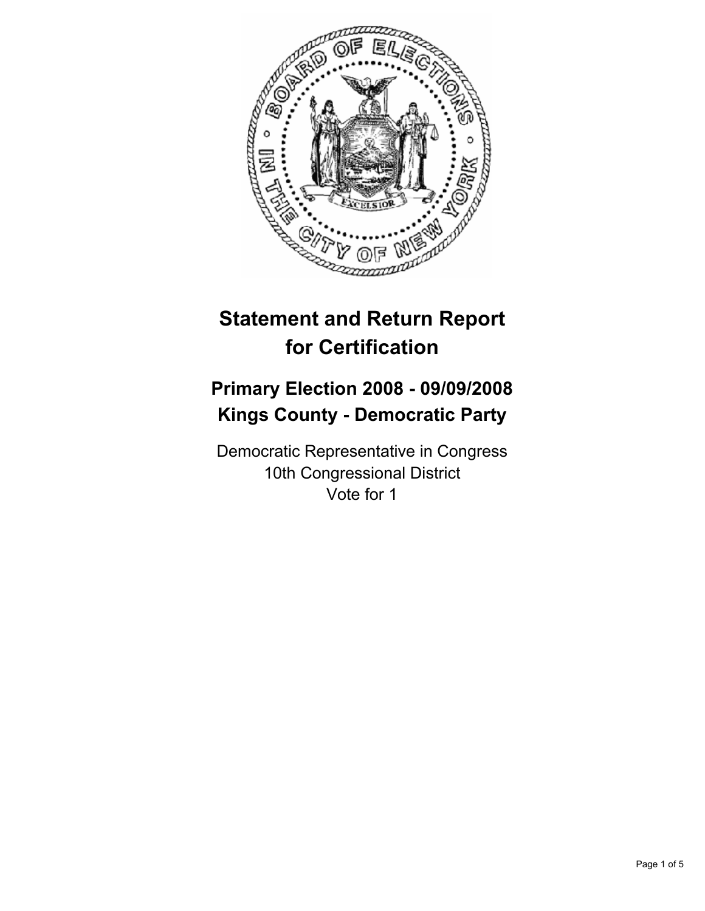# Statement and Return Report for Certification

## Primary Election 2008 - 09/09/2008
## Kings County - Democratic Party

Democratic Representative in Congress
10th Congressional District
Vote for 1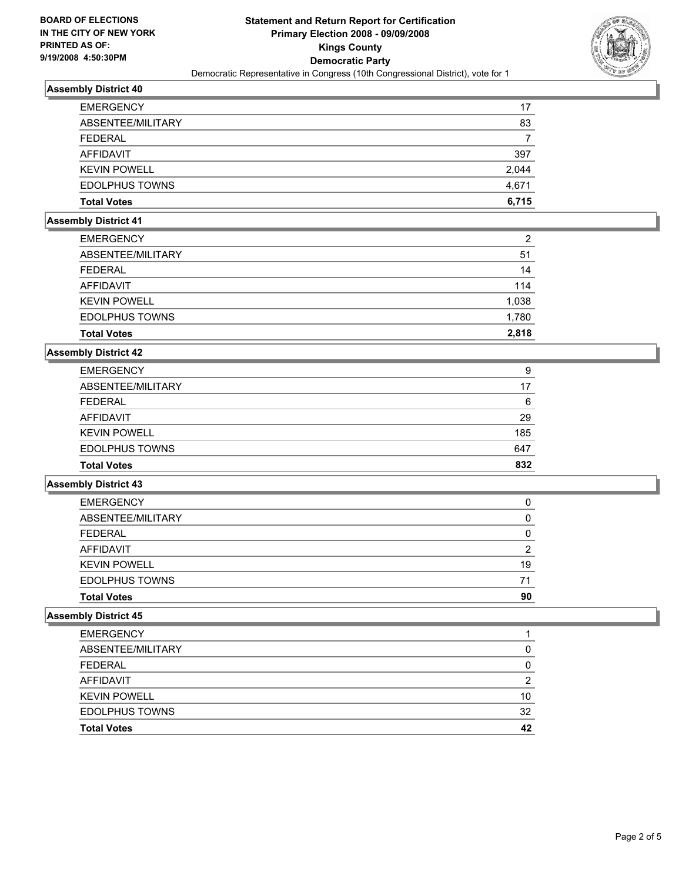**BOARD OF ELECTIONS IN THE CITY OF NEW YORK PRINTED AS OF: 9/19/2008 4:50:30PM**

# Statement and Return Report for Certification
## Primary Election 2008 - 09/09/2008
## Kings County
## Democratic Party
Democratic Representative in Congress (10th Congressional District), vote for 1

### Assembly District 40

| | |
|---|---|
| EMERGENCY | 17 |
| ABSENTEE/MILITARY | 83 |
| FEDERAL | 7 |
| AFFIDAVIT | 397 |
| KEVIN POWELL | 2,044 |
| EDOLPHUS TOWNS | 4,671 |
| **Total Votes** | **6,715** |

### Assembly District 41

| | |
|---|---|
| EMERGENCY | 2 |
| ABSENTEE/MILITARY | 51 |
| FEDERAL | 14 |
| AFFIDAVIT | 114 |
| KEVIN POWELL | 1,038 |
| EDOLPHUS TOWNS | 1,780 |
| **Total Votes** | **2,818** |

### Assembly District 42

| | |
|---|---|
| EMERGENCY | 9 |
| ABSENTEE/MILITARY | 17 |
| FEDERAL | 6 |
| AFFIDAVIT | 29 |
| KEVIN POWELL | 185 |
| EDOLPHUS TOWNS | 647 |
| **Total Votes** | **832** |

### Assembly District 43

| | |
|---|---|
| EMERGENCY | 0 |
| ABSENTEE/MILITARY | 0 |
| FEDERAL | 0 |
| AFFIDAVIT | 2 |
| KEVIN POWELL | 19 |
| EDOLPHUS TOWNS | 71 |
| **Total Votes** | **90** |

### Assembly District 45

| | |
|---|---|
| EMERGENCY | 1 |
| ABSENTEE/MILITARY | 0 |
| FEDERAL | 0 |
| AFFIDAVIT | 2 |
| KEVIN POWELL | 10 |
| EDOLPHUS TOWNS | 32 |
| **Total Votes** | **42** |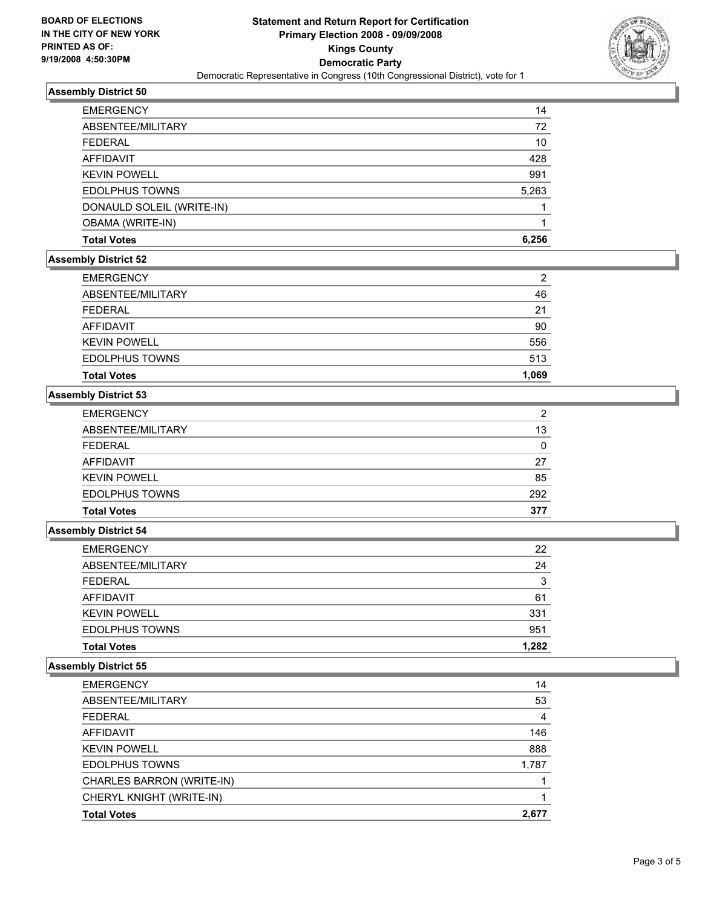**BOARD OF ELECTIONS IN THE CITY OF NEW YORK PRINTED AS OF: 9/19/2008 4:50:30PM**

# Statement and Return Report for Certification
## Primary Election 2008 - 09/09/2008
## Kings County
## Democratic Party

Democratic Representative in Congress (10th Congressional District), vote for 1

### Assembly District 50

| | |
|---|---|
| EMERGENCY | 14 |
| ABSENTEE/MILITARY | 72 |
| FEDERAL | 10 |
| AFFIDAVIT | 428 |
| KEVIN POWELL | 991 |
| EDOLPHUS TOWNS | 5,263 |
| DONAULD SOLEIL (WRITE-IN) | 1 |
| OBAMA (WRITE-IN) | 1 |
| **Total Votes** | **6,256** |

### Assembly District 52

| | |
|---|---|
| EMERGENCY | 2 |
| ABSENTEE/MILITARY | 46 |
| FEDERAL | 21 |
| AFFIDAVIT | 90 |
| KEVIN POWELL | 556 |
| EDOLPHUS TOWNS | 513 |
| **Total Votes** | **1,069** |

### Assembly District 53

| | |
|---|---|
| EMERGENCY | 2 |
| ABSENTEE/MILITARY | 13 |
| FEDERAL | 0 |
| AFFIDAVIT | 27 |
| KEVIN POWELL | 85 |
| EDOLPHUS TOWNS | 292 |
| **Total Votes** | **377** |

### Assembly District 54

| | |
|---|---|
| EMERGENCY | 22 |
| ABSENTEE/MILITARY | 24 |
| FEDERAL | 3 |
| AFFIDAVIT | 61 |
| KEVIN POWELL | 331 |
| EDOLPHUS TOWNS | 951 |
| **Total Votes** | **1,282** |

### Assembly District 55

| | |
|---|---|
| EMERGENCY | 14 |
| ABSENTEE/MILITARY | 53 |
| FEDERAL | 4 |
| AFFIDAVIT | 146 |
| KEVIN POWELL | 888 |
| EDOLPHUS TOWNS | 1,787 |
| CHARLES BARRON (WRITE-IN) | 1 |
| CHERYL KNIGHT (WRITE-IN) | 1 |
| **Total Votes** | **2,677** |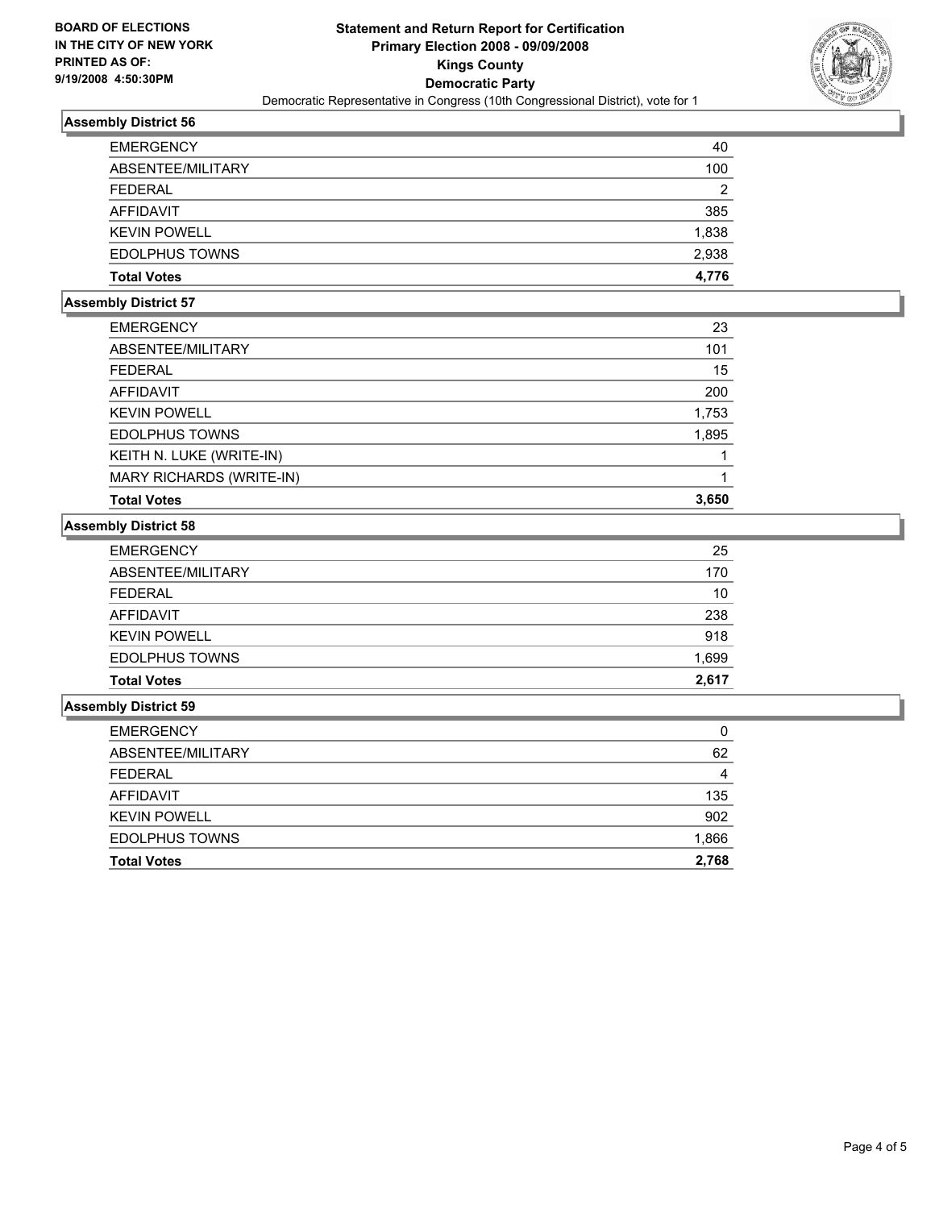**BOARD OF ELECTIONS**
**IN THE CITY OF NEW YORK**
**PRINTED AS OF:**
**9/19/2008 4:50:30PM**

**Statement and Return Report for Certification**
**Primary Election 2008 - 09/09/2008**
**Kings County**
**Democratic Party**
Democratic Representative in Congress (10th Congressional District), vote for 1

### Assembly District 56

| | |
|---|---|
| EMERGENCY | 40 |
| ABSENTEE/MILITARY | 100 |
| FEDERAL | 2 |
| AFFIDAVIT | 385 |
| KEVIN POWELL | 1,838 |
| EDOLPHUS TOWNS | 2,938 |
| **Total Votes** | **4,776** |

### Assembly District 57

| | |
|---|---|
| EMERGENCY | 23 |
| ABSENTEE/MILITARY | 101 |
| FEDERAL | 15 |
| AFFIDAVIT | 200 |
| KEVIN POWELL | 1,753 |
| EDOLPHUS TOWNS | 1,895 |
| KEITH N. LUKE (WRITE-IN) | 1 |
| MARY RICHARDS (WRITE-IN) | 1 |
| **Total Votes** | **3,650** |

### Assembly District 58

| | |
|---|---|
| EMERGENCY | 25 |
| ABSENTEE/MILITARY | 170 |
| FEDERAL | 10 |
| AFFIDAVIT | 238 |
| KEVIN POWELL | 918 |
| EDOLPHUS TOWNS | 1,699 |
| **Total Votes** | **2,617** |

### Assembly District 59

| | |
|---|---|
| EMERGENCY | 0 |
| ABSENTEE/MILITARY | 62 |
| FEDERAL | 4 |
| AFFIDAVIT | 135 |
| KEVIN POWELL | 902 |
| EDOLPHUS TOWNS | 1,866 |
| **Total Votes** | **2,768** |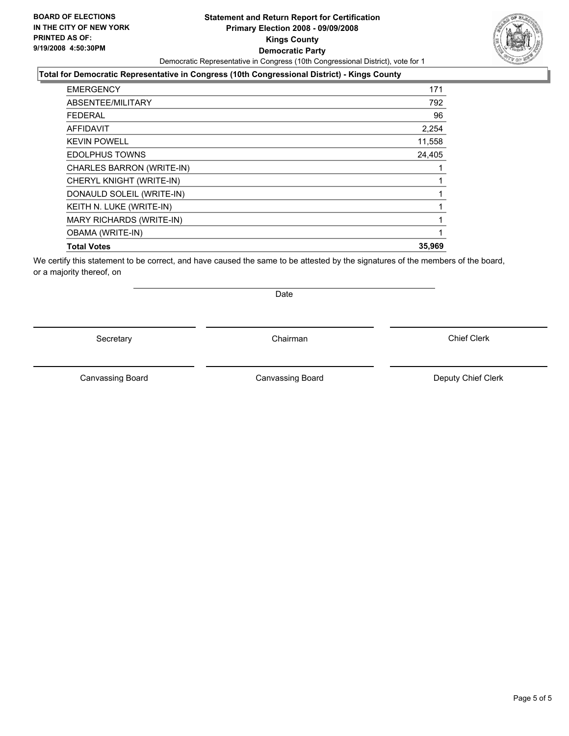**BOARD OF ELECTIONS IN THE CITY OF NEW YORK PRINTED AS OF: 9/19/2008 4:50:30PM**

**Statement and Return Report for Certification**
**Primary Election 2008 - 09/09/2008**
**Kings County**
**Democratic Party**

Democratic Representative in Congress (10th Congressional District), vote for 1

**Total for Democratic Representative in Congress (10th Congressional District) - Kings County**

| | |
|---|---|
| EMERGENCY | 171 |
| ABSENTEE/MILITARY | 792 |
| FEDERAL | 96 |
| AFFIDAVIT | 2,254 |
| KEVIN POWELL | 11,558 |
| EDOLPHUS TOWNS | 24,405 |
| CHARLES BARRON (WRITE-IN) | 1 |
| CHERYL KNIGHT (WRITE-IN) | 1 |
| DONAULD SOLEIL (WRITE-IN) | 1 |
| KEITH N. LUKE (WRITE-IN) | 1 |
| MARY RICHARDS (WRITE-IN) | 1 |
| OBAMA (WRITE-IN) | 1 |
| **Total Votes** | **35,969** |

We certify this statement to be correct, and have caused the same to be attested by the signatures of the members of the board, or a majority thereof, on

Date

Secretary

Chairman

Chief Clerk

Canvassing Board

Canvassing Board

Deputy Chief Clerk